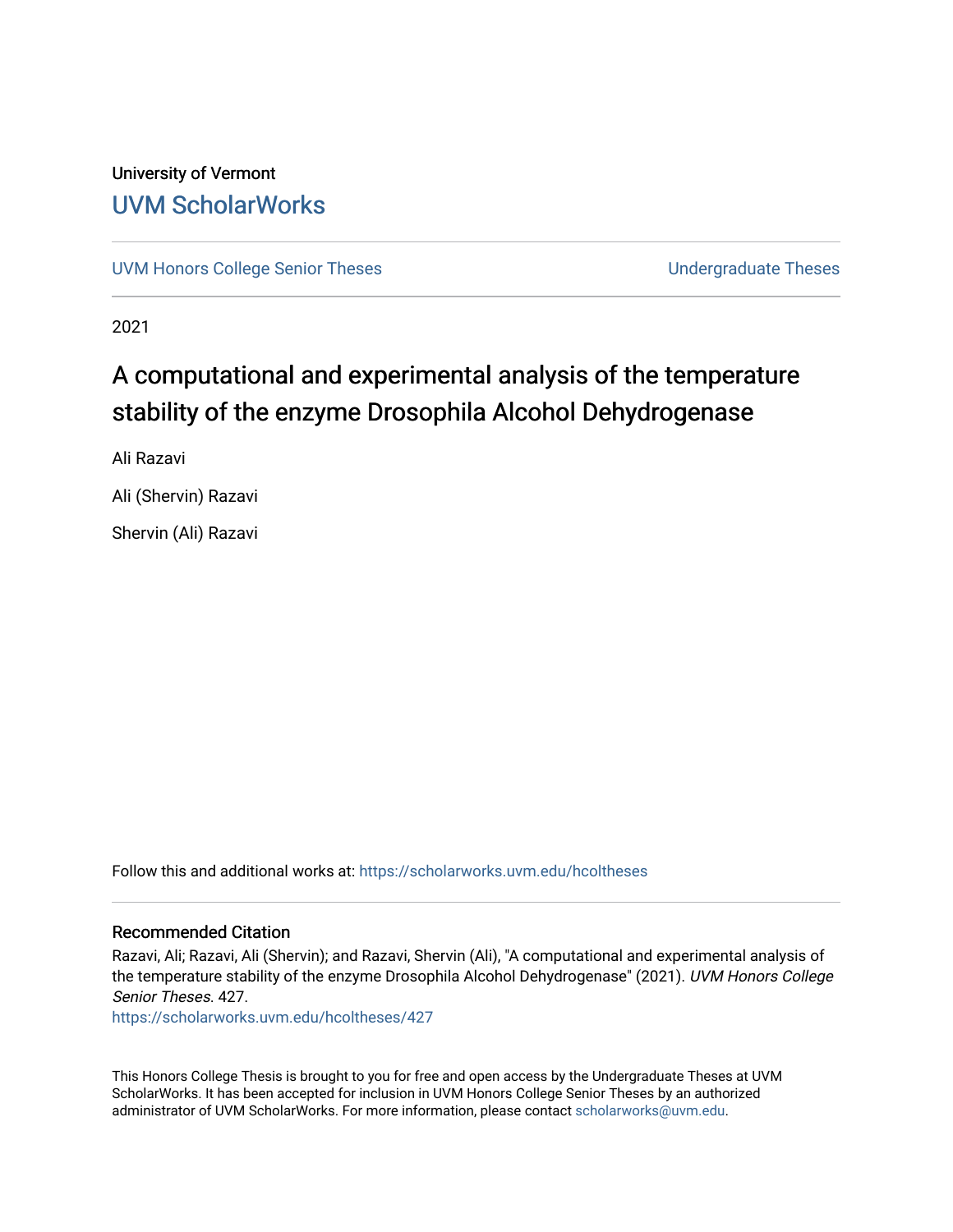University of Vermont

## UVM ScholarWorks

UVM Honors College Senior Theses | Undergraduate Theses

2021

# A computational and experimental analysis of the temperature stability of the enzyme Drosophila Alcohol Dehydrogenase

Ali Razavi

Ali (Shervin) Razavi

Shervin (Ali) Razavi

Follow this and additional works at: https://scholarworks.uvm.edu/hcoltheses

### Recommended Citation

Razavi, Ali; Razavi, Ali (Shervin); and Razavi, Shervin (Ali), "A computational and experimental analysis of the temperature stability of the enzyme Drosophila Alcohol Dehydrogenase" (2021). *UVM Honors College Senior Theses*. 427.

https://scholarworks.uvm.edu/hcoltheses/427

This Honors College Thesis is brought to you for free and open access by the Undergraduate Theses at UVM ScholarWorks. It has been accepted for inclusion in UVM Honors College Senior Theses by an authorized administrator of UVM ScholarWorks. For more information, please contact scholarworks@uvm.edu.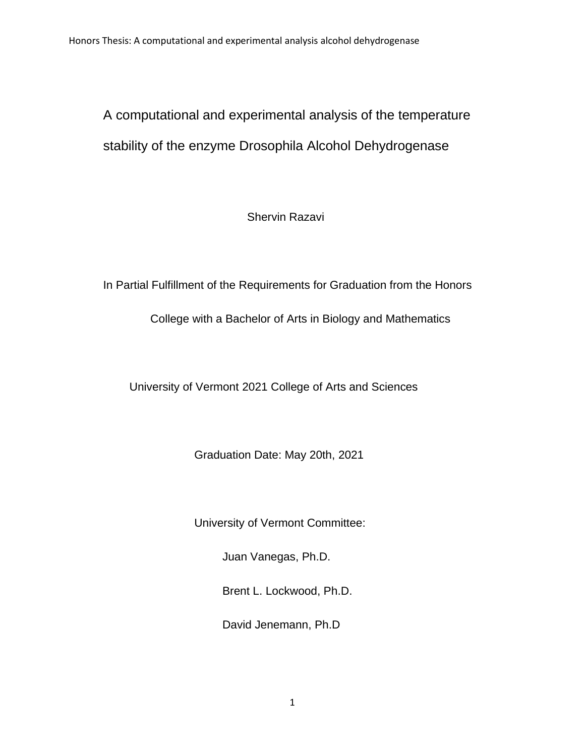# A computational and experimental analysis of the temperature stability of the enzyme Drosophila Alcohol Dehydrogenase

Shervin Razavi

In Partial Fulfillment of the Requirements for Graduation from the Honors College with a Bachelor of Arts in Biology and Mathematics

University of Vermont 2021 College of Arts and Sciences

Graduation Date: May 20th, 2021

University of Vermont Committee:

Juan Vanegas, Ph.D.

Brent L. Lockwood, Ph.D.

David Jenemann, Ph.D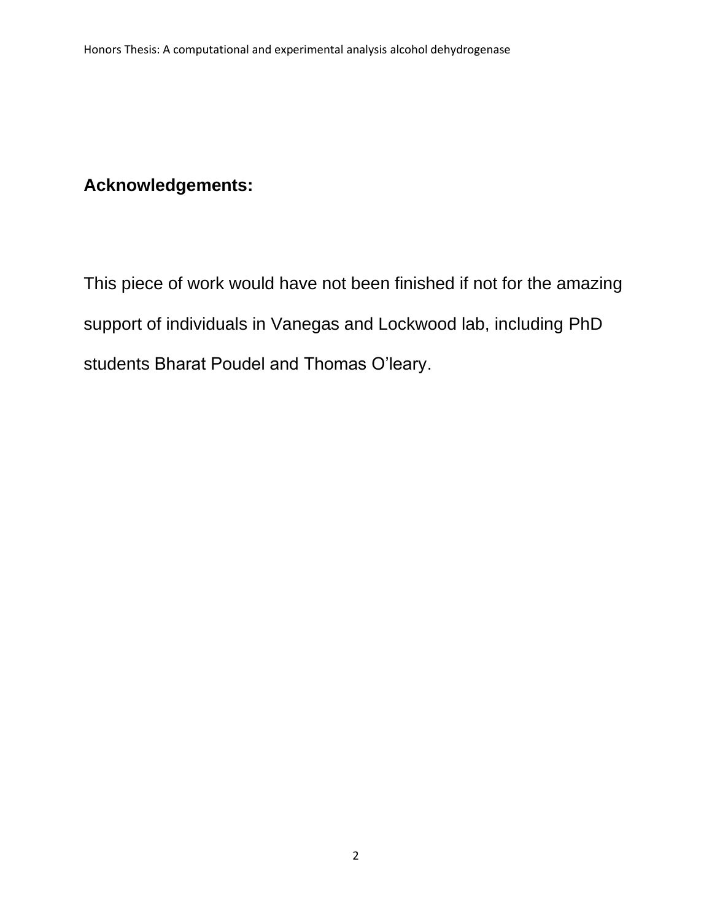## Acknowledgements:

This piece of work would have not been finished if not for the amazing support of individuals in Vanegas and Lockwood lab, including PhD students Bharat Poudel and Thomas O'leary.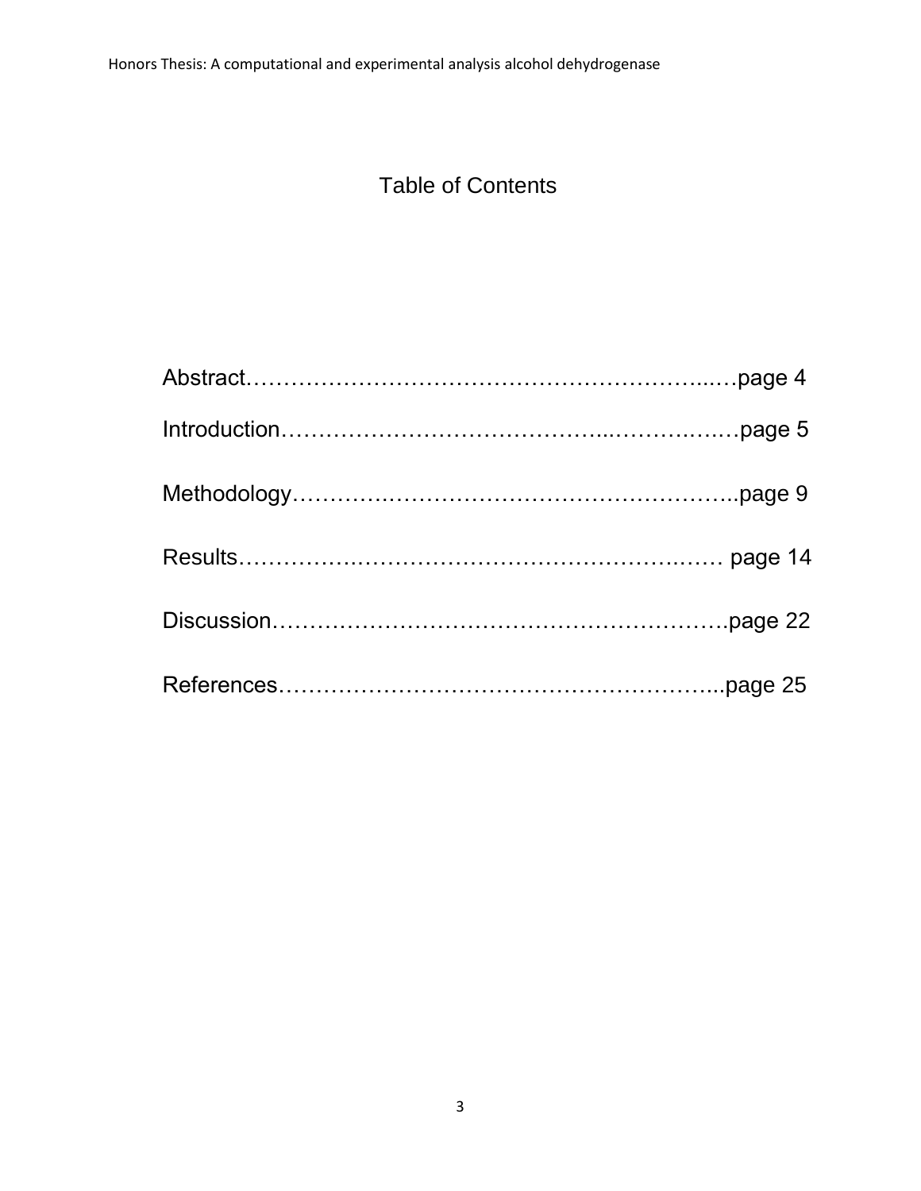# Table of Contents

Abstract……………………………………………………...…page 4

Introduction…………………………………...……….….…page 5

Methodology………….……………………………………..page 9

Results……………….………………………………….…… page 14

Discussion………………………………………………….page 22

References………………………………………………...page 25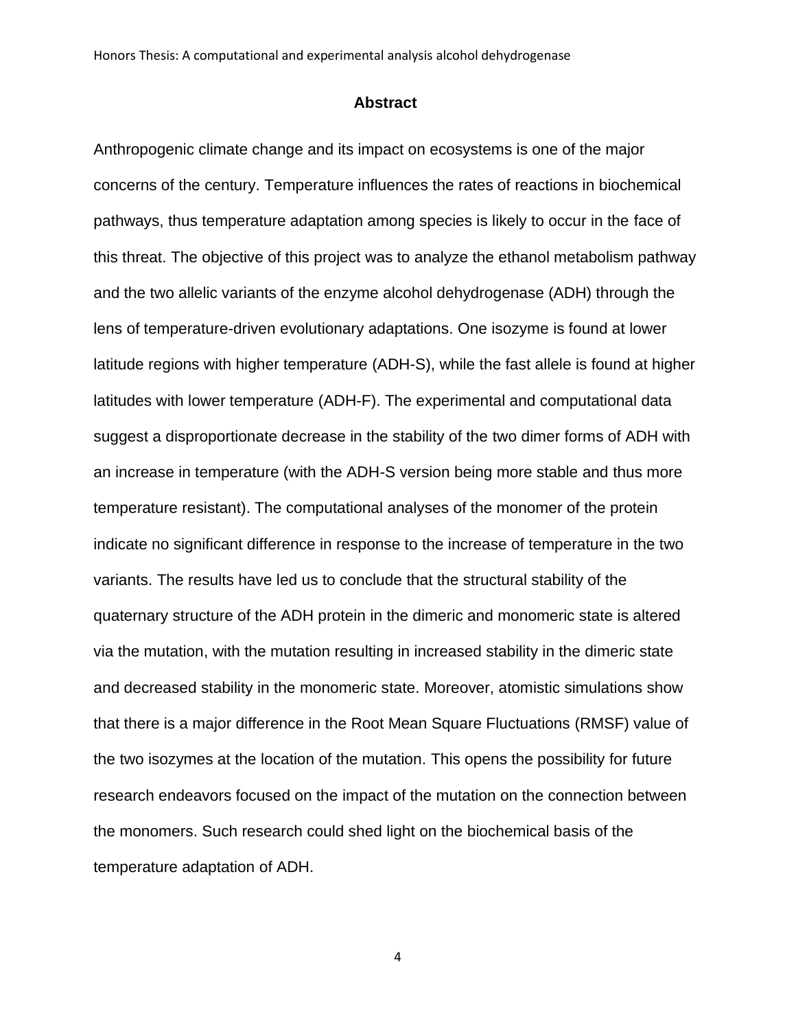## Abstract

Anthropogenic climate change and its impact on ecosystems is one of the major concerns of the century. Temperature influences the rates of reactions in biochemical pathways, thus temperature adaptation among species is likely to occur in the face of this threat. The objective of this project was to analyze the ethanol metabolism pathway and the two allelic variants of the enzyme alcohol dehydrogenase (ADH) through the lens of temperature-driven evolutionary adaptations. One isozyme is found at lower latitude regions with higher temperature (ADH-S), while the fast allele is found at higher latitudes with lower temperature (ADH-F). The experimental and computational data suggest a disproportionate decrease in the stability of the two dimer forms of ADH with an increase in temperature (with the ADH-S version being more stable and thus more temperature resistant). The computational analyses of the monomer of the protein indicate no significant difference in response to the increase of temperature in the two variants. The results have led us to conclude that the structural stability of the quaternary structure of the ADH protein in the dimeric and monomeric state is altered via the mutation, with the mutation resulting in increased stability in the dimeric state and decreased stability in the monomeric state. Moreover, atomistic simulations show that there is a major difference in the Root Mean Square Fluctuations (RMSF) value of the two isozymes at the location of the mutation. This opens the possibility for future research endeavors focused on the impact of the mutation on the connection between the monomers. Such research could shed light on the biochemical basis of the temperature adaptation of ADH.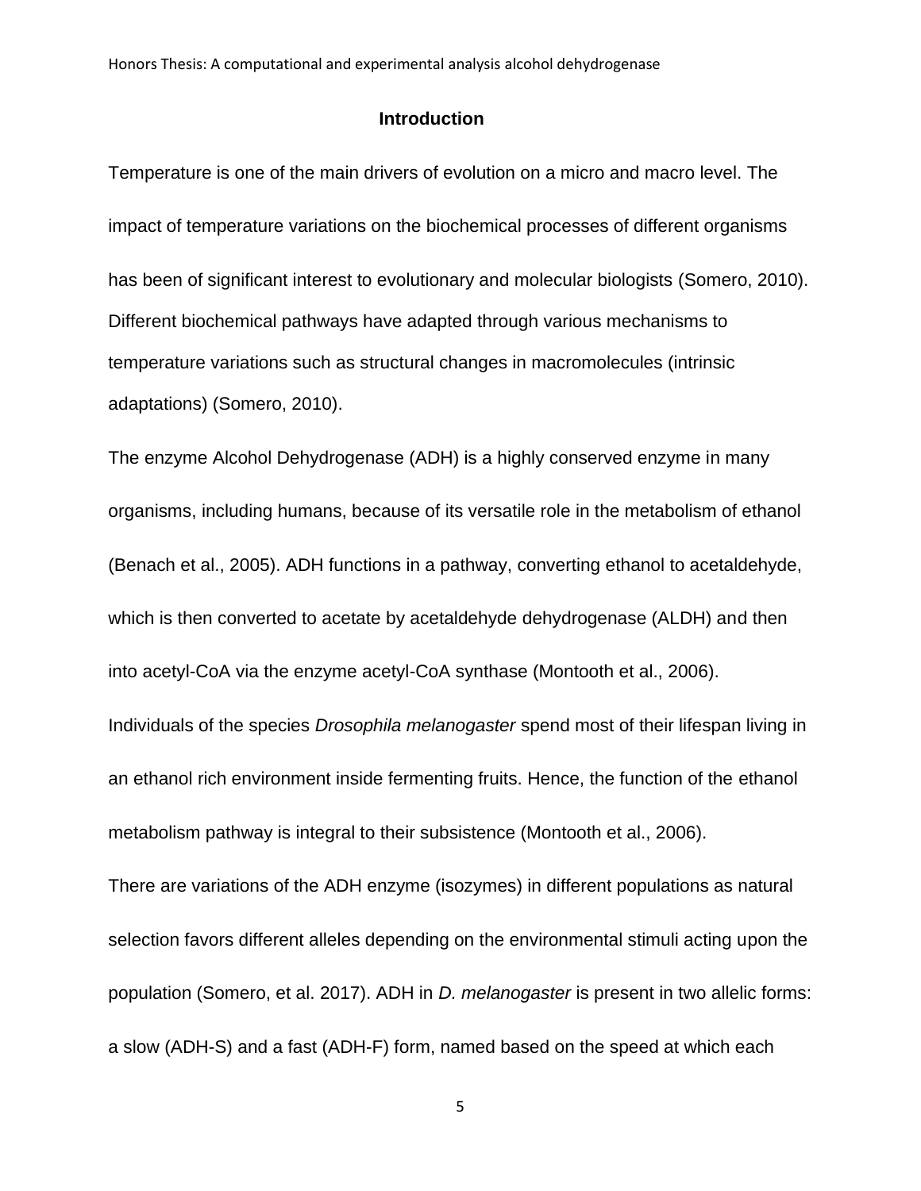## Introduction

Temperature is one of the main drivers of evolution on a micro and macro level. The impact of temperature variations on the biochemical processes of different organisms has been of significant interest to evolutionary and molecular biologists (Somero, 2010). Different biochemical pathways have adapted through various mechanisms to temperature variations such as structural changes in macromolecules (intrinsic adaptations) (Somero, 2010).

The enzyme Alcohol Dehydrogenase (ADH) is a highly conserved enzyme in many organisms, including humans, because of its versatile role in the metabolism of ethanol (Benach et al., 2005). ADH functions in a pathway, converting ethanol to acetaldehyde, which is then converted to acetate by acetaldehyde dehydrogenase (ALDH) and then into acetyl-CoA via the enzyme acetyl-CoA synthase (Montooth et al., 2006). Individuals of the species *Drosophila melanogaster* spend most of their lifespan living in an ethanol rich environment inside fermenting fruits. Hence, the function of the ethanol metabolism pathway is integral to their subsistence (Montooth et al., 2006).

There are variations of the ADH enzyme (isozymes) in different populations as natural selection favors different alleles depending on the environmental stimuli acting upon the population (Somero, et al. 2017). ADH in *D. melanogaster* is present in two allelic forms: a slow (ADH-S) and a fast (ADH-F) form, named based on the speed at which each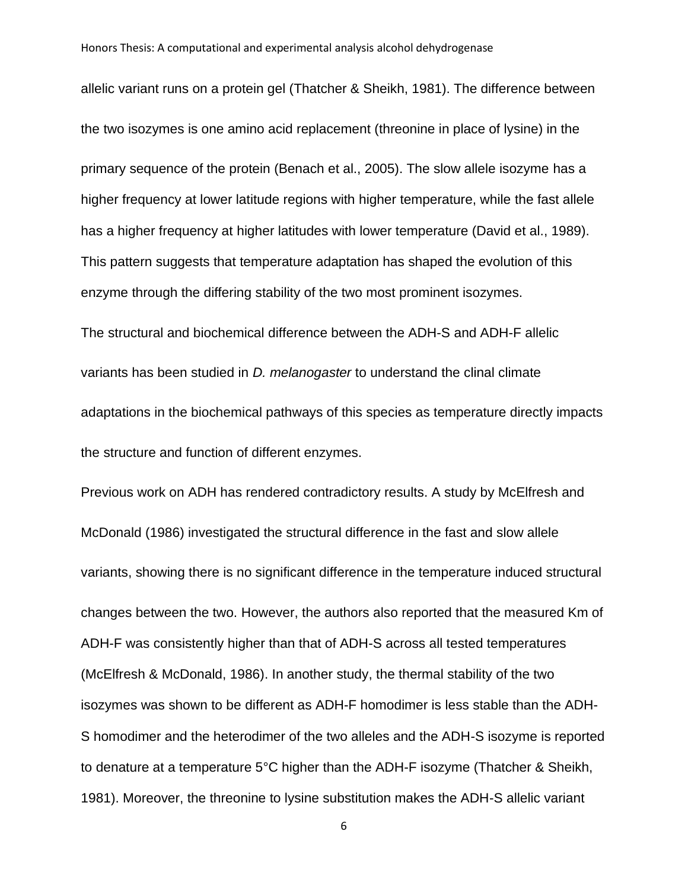allelic variant runs on a protein gel (Thatcher & Sheikh, 1981). The difference between the two isozymes is one amino acid replacement (threonine in place of lysine) in the primary sequence of the protein (Benach et al., 2005). The slow allele isozyme has a higher frequency at lower latitude regions with higher temperature, while the fast allele has a higher frequency at higher latitudes with lower temperature (David et al., 1989). This pattern suggests that temperature adaptation has shaped the evolution of this enzyme through the differing stability of the two most prominent isozymes.

The structural and biochemical difference between the ADH-S and ADH-F allelic variants has been studied in *D. melanogaster* to understand the clinal climate adaptations in the biochemical pathways of this species as temperature directly impacts the structure and function of different enzymes.

Previous work on ADH has rendered contradictory results. A study by McElfresh and McDonald (1986) investigated the structural difference in the fast and slow allele variants, showing there is no significant difference in the temperature induced structural changes between the two. However, the authors also reported that the measured Km of ADH-F was consistently higher than that of ADH-S across all tested temperatures (McElfresh & McDonald, 1986). In another study, the thermal stability of the two isozymes was shown to be different as ADH-F homodimer is less stable than the ADH-S homodimer and the heterodimer of the two alleles and the ADH-S isozyme is reported to denature at a temperature 5°C higher than the ADH-F isozyme (Thatcher & Sheikh, 1981). Moreover, the threonine to lysine substitution makes the ADH-S allelic variant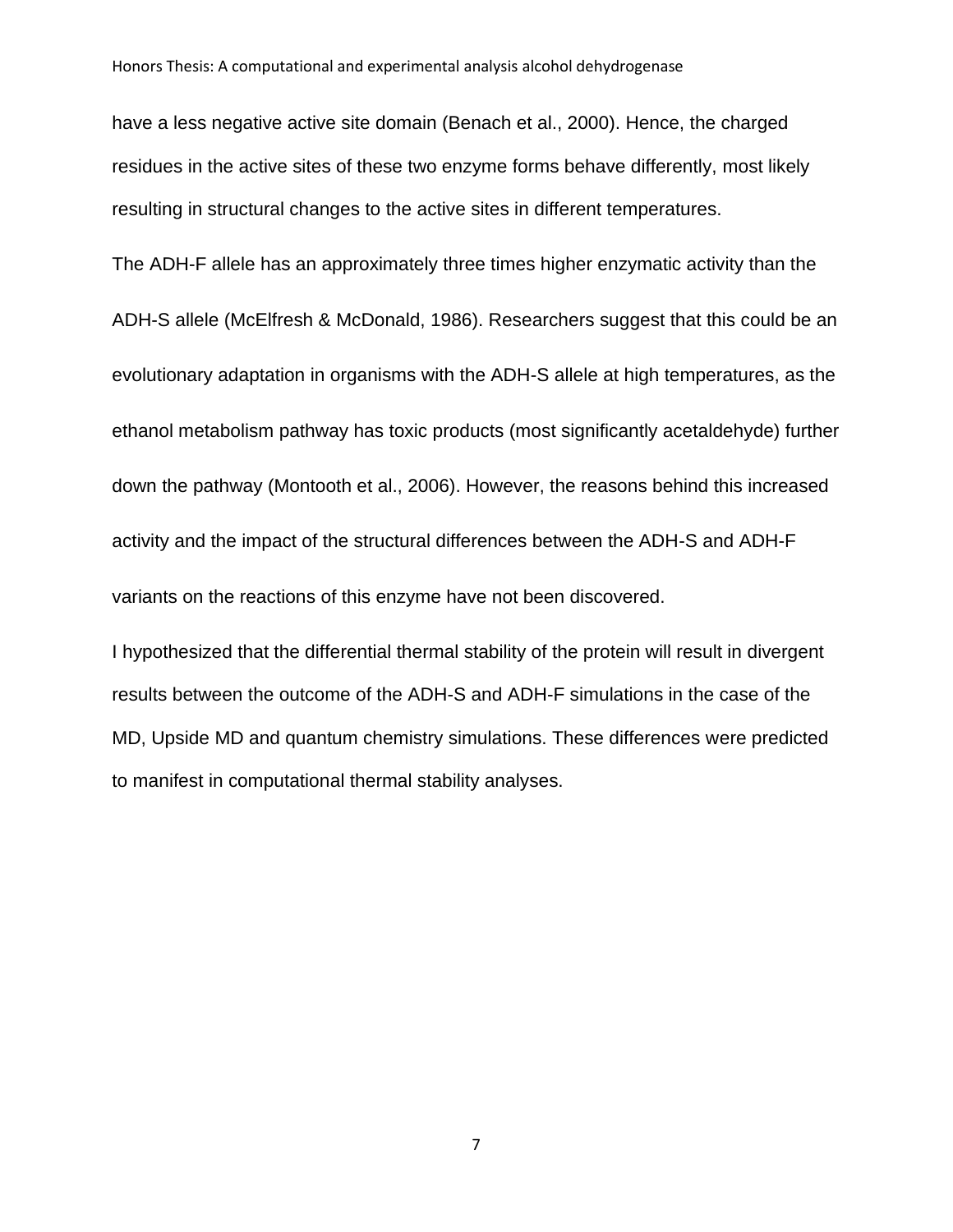have a less negative active site domain (Benach et al., 2000). Hence, the charged residues in the active sites of these two enzyme forms behave differently, most likely resulting in structural changes to the active sites in different temperatures.

The ADH-F allele has an approximately three times higher enzymatic activity than the ADH-S allele (McElfresh & McDonald, 1986). Researchers suggest that this could be an evolutionary adaptation in organisms with the ADH-S allele at high temperatures, as the ethanol metabolism pathway has toxic products (most significantly acetaldehyde) further down the pathway (Montooth et al., 2006). However, the reasons behind this increased activity and the impact of the structural differences between the ADH-S and ADH-F variants on the reactions of this enzyme have not been discovered.

I hypothesized that the differential thermal stability of the protein will result in divergent results between the outcome of the ADH-S and ADH-F simulations in the case of the MD, Upside MD and quantum chemistry simulations. These differences were predicted to manifest in computational thermal stability analyses.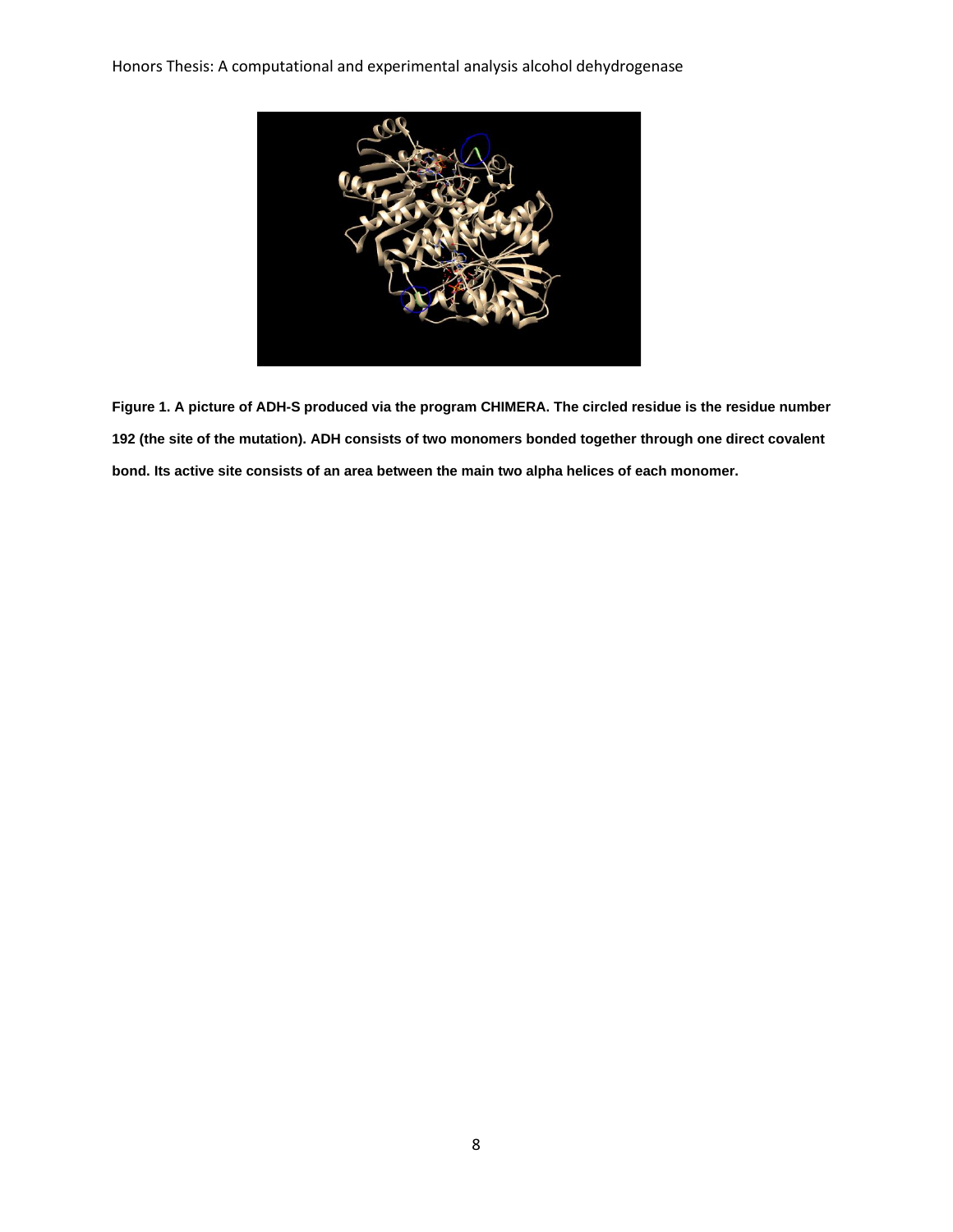**Figure 1. A picture of ADH-S produced via the program CHIMERA. The circled residue is the residue number 192 (the site of the mutation). ADH consists of two monomers bonded together through one direct covalent bond. Its active site consists of an area between the main two alpha helices of each monomer.**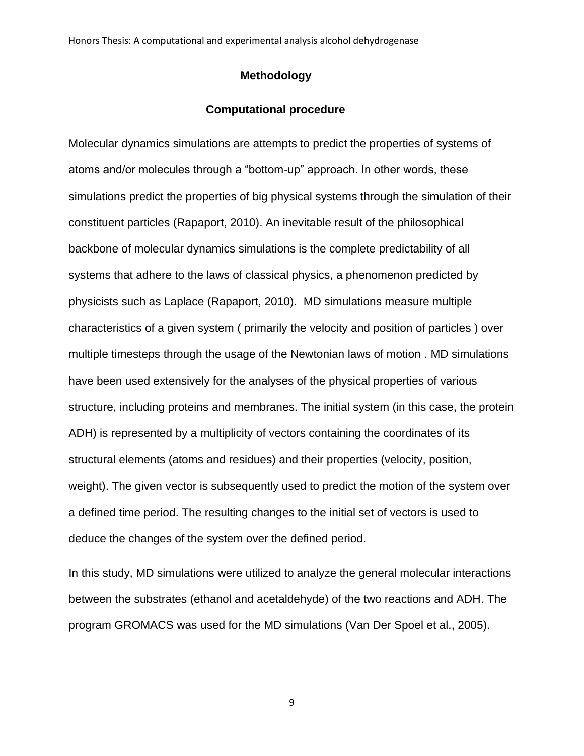## Methodology

### Computational procedure

Molecular dynamics simulations are attempts to predict the properties of systems of atoms and/or molecules through a “bottom-up” approach. In other words, these simulations predict the properties of big physical systems through the simulation of their constituent particles (Rapaport, 2010). An inevitable result of the philosophical backbone of molecular dynamics simulations is the complete predictability of all systems that adhere to the laws of classical physics, a phenomenon predicted by physicists such as Laplace (Rapaport, 2010). MD simulations measure multiple characteristics of a given system ( primarily the velocity and position of particles ) over multiple timesteps through the usage of the Newtonian laws of motion . MD simulations have been used extensively for the analyses of the physical properties of various structure, including proteins and membranes. The initial system (in this case, the protein ADH) is represented by a multiplicity of vectors containing the coordinates of its structural elements (atoms and residues) and their properties (velocity, position, weight). The given vector is subsequently used to predict the motion of the system over a defined time period. The resulting changes to the initial set of vectors is used to deduce the changes of the system over the defined period.

In this study, MD simulations were utilized to analyze the general molecular interactions between the substrates (ethanol and acetaldehyde) of the two reactions and ADH. The program GROMACS was used for the MD simulations (Van Der Spoel et al., 2005).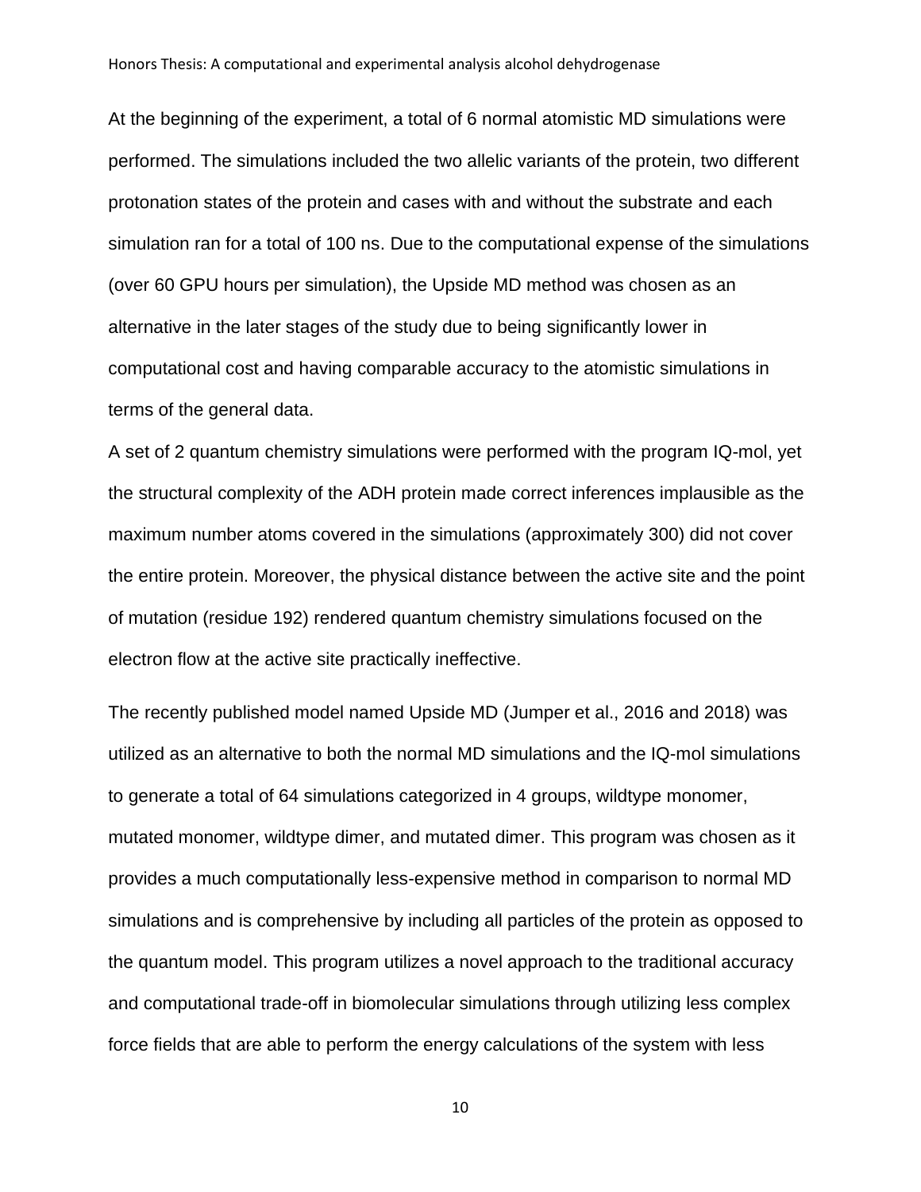At the beginning of the experiment, a total of 6 normal atomistic MD simulations were performed. The simulations included the two allelic variants of the protein, two different protonation states of the protein and cases with and without the substrate and each simulation ran for a total of 100 ns. Due to the computational expense of the simulations (over 60 GPU hours per simulation), the Upside MD method was chosen as an alternative in the later stages of the study due to being significantly lower in computational cost and having comparable accuracy to the atomistic simulations in terms of the general data.

A set of 2 quantum chemistry simulations were performed with the program IQ-mol, yet the structural complexity of the ADH protein made correct inferences implausible as the maximum number atoms covered in the simulations (approximately 300) did not cover the entire protein. Moreover, the physical distance between the active site and the point of mutation (residue 192) rendered quantum chemistry simulations focused on the electron flow at the active site practically ineffective.

The recently published model named Upside MD (Jumper et al., 2016 and 2018) was utilized as an alternative to both the normal MD simulations and the IQ-mol simulations to generate a total of 64 simulations categorized in 4 groups, wildtype monomer, mutated monomer, wildtype dimer, and mutated dimer. This program was chosen as it provides a much computationally less-expensive method in comparison to normal MD simulations and is comprehensive by including all particles of the protein as opposed to the quantum model. This program utilizes a novel approach to the traditional accuracy and computational trade-off in biomolecular simulations through utilizing less complex force fields that are able to perform the energy calculations of the system with less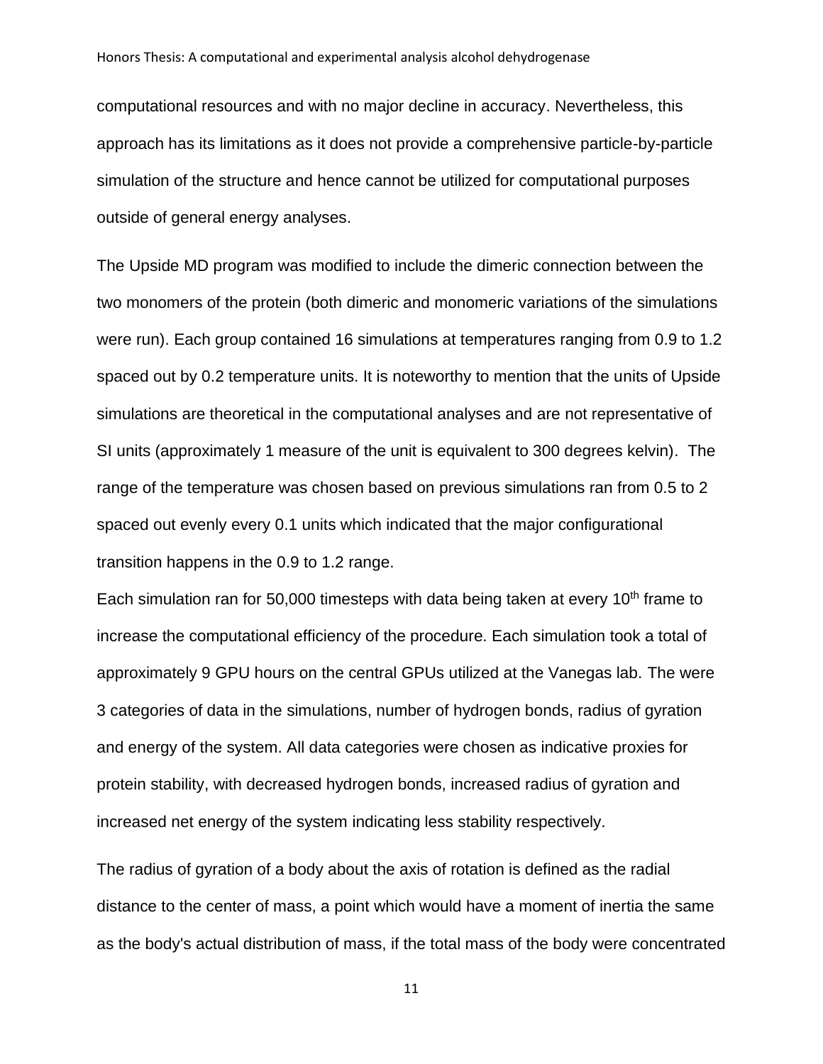computational resources and with no major decline in accuracy. Nevertheless, this approach has its limitations as it does not provide a comprehensive particle-by-particle simulation of the structure and hence cannot be utilized for computational purposes outside of general energy analyses.

The Upside MD program was modified to include the dimeric connection between the two monomers of the protein (both dimeric and monomeric variations of the simulations were run). Each group contained 16 simulations at temperatures ranging from 0.9 to 1.2 spaced out by 0.2 temperature units. It is noteworthy to mention that the units of Upside simulations are theoretical in the computational analyses and are not representative of SI units (approximately 1 measure of the unit is equivalent to 300 degrees kelvin). The range of the temperature was chosen based on previous simulations ran from 0.5 to 2 spaced out evenly every 0.1 units which indicated that the major configurational transition happens in the 0.9 to 1.2 range.

Each simulation ran for 50,000 timesteps with data being taken at every 10th frame to increase the computational efficiency of the procedure. Each simulation took a total of approximately 9 GPU hours on the central GPUs utilized at the Vanegas lab. The were 3 categories of data in the simulations, number of hydrogen bonds, radius of gyration and energy of the system. All data categories were chosen as indicative proxies for protein stability, with decreased hydrogen bonds, increased radius of gyration and increased net energy of the system indicating less stability respectively.

The radius of gyration of a body about the axis of rotation is defined as the radial distance to the center of mass, a point which would have a moment of inertia the same as the body's actual distribution of mass, if the total mass of the body were concentrated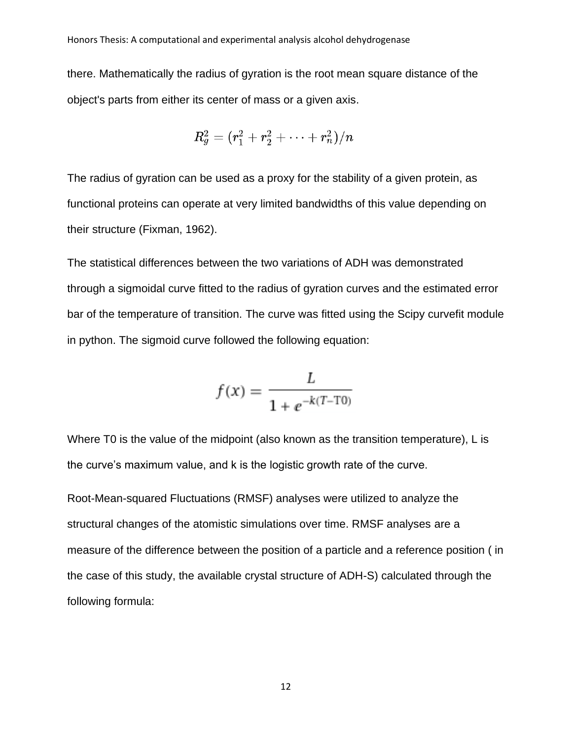there. Mathematically the radius of gyration is the root mean square distance of the object's parts from either its center of mass or a given axis.

$$R_g^2 = (r_1^2 + r_2^2 + \cdots + r_n^2)/n$$

The radius of gyration can be used as a proxy for the stability of a given protein, as functional proteins can operate at very limited bandwidths of this value depending on their structure (Fixman, 1962).

The statistical differences between the two variations of ADH was demonstrated through a sigmoidal curve fitted to the radius of gyration curves and the estimated error bar of the temperature of transition. The curve was fitted using the Scipy curvefit module in python. The sigmoid curve followed the following equation:

$$f(x) = \frac{L}{1 + e^{-k(T - \mathrm{T0})}}$$

Where T0 is the value of the midpoint (also known as the transition temperature), L is the curve's maximum value, and k is the logistic growth rate of the curve.

Root-Mean-squared Fluctuations (RMSF) analyses were utilized to analyze the structural changes of the atomistic simulations over time. RMSF analyses are a measure of the difference between the position of a particle and a reference position ( in the case of this study, the available crystal structure of ADH-S) calculated through the following formula: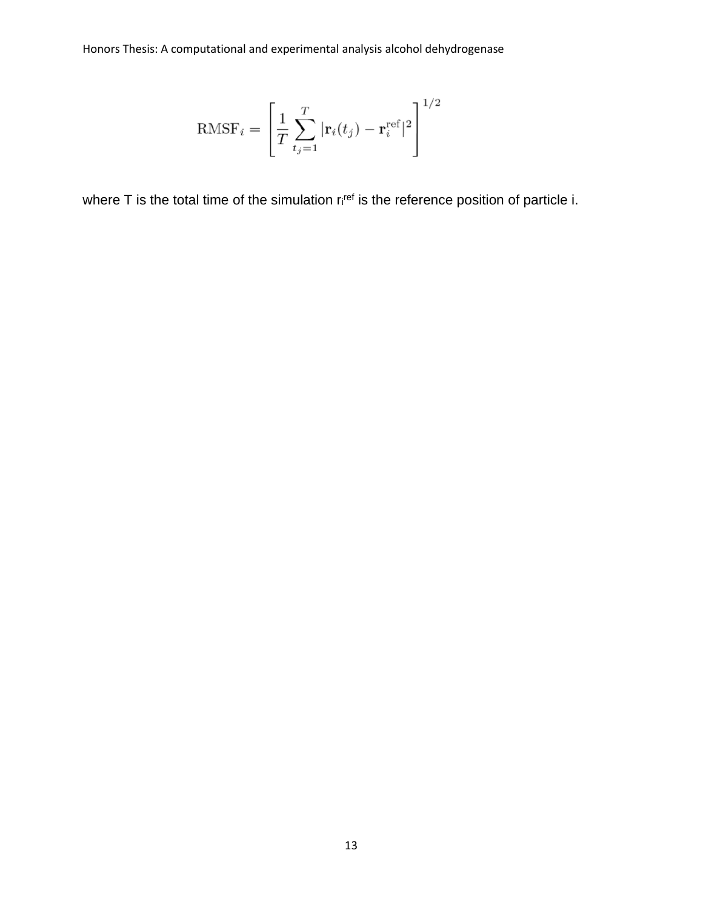$$\mathrm{RMSF}_i = \left[ \frac{1}{T} \sum_{t_j=1}^{T} |\mathbf{r}_i(t_j) - \mathbf{r}_i^{\mathrm{ref}}|^2 \right]^{1/2}$$

where T is the total time of the simulation $r_i^{ref}$ is the reference position of particle i.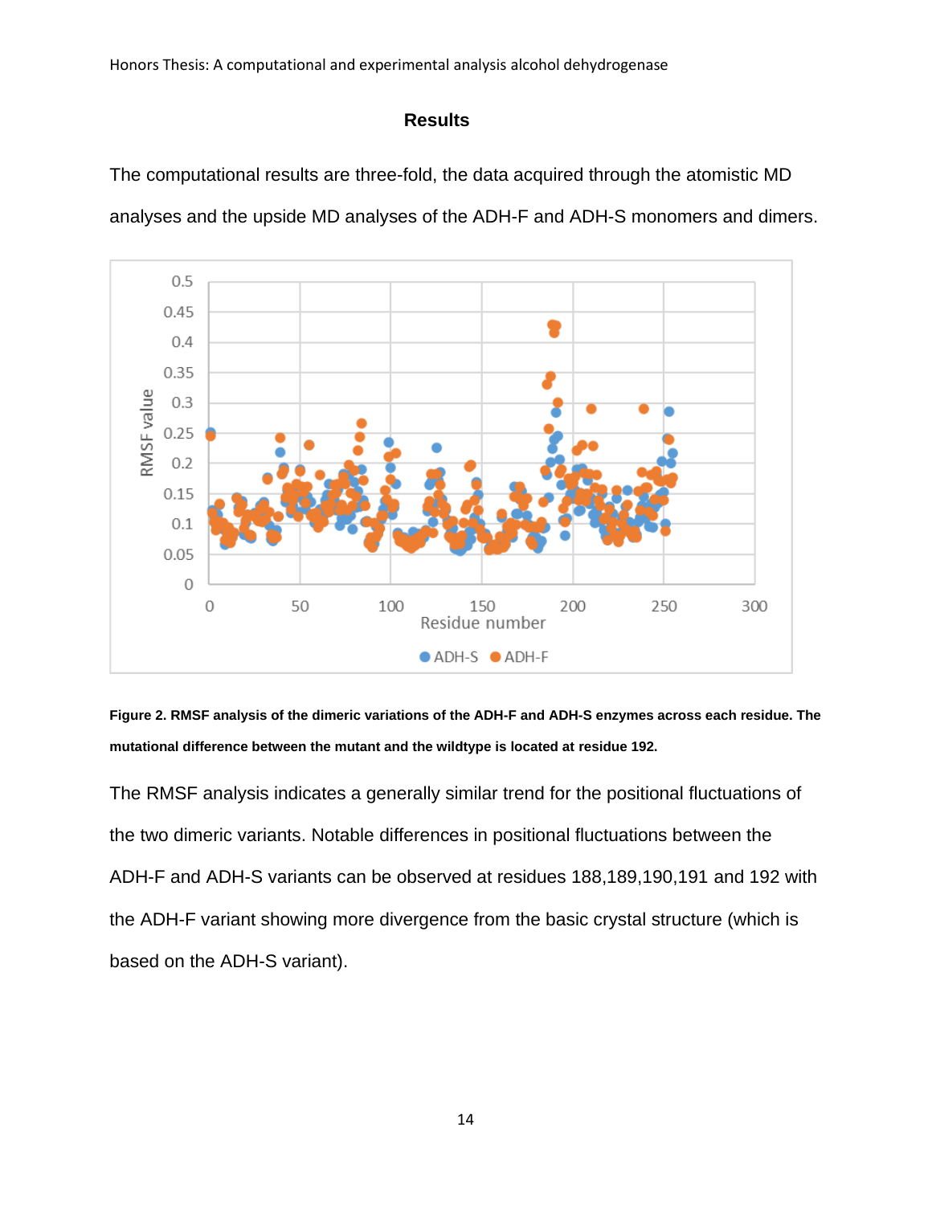## Results

The computational results are three-fold, the data acquired through the atomistic MD analyses and the upside MD analyses of the ADH-F and ADH-S monomers and dimers.

**Figure 2. RMSF analysis of the dimeric variations of the ADH-F and ADH-S enzymes across each residue. The mutational difference between the mutant and the wildtype is located at residue 192.**

The RMSF analysis indicates a generally similar trend for the positional fluctuations of the two dimeric variants. Notable differences in positional fluctuations between the ADH-F and ADH-S variants can be observed at residues 188,189,190,191 and 192 with the ADH-F variant showing more divergence from the basic crystal structure (which is based on the ADH-S variant).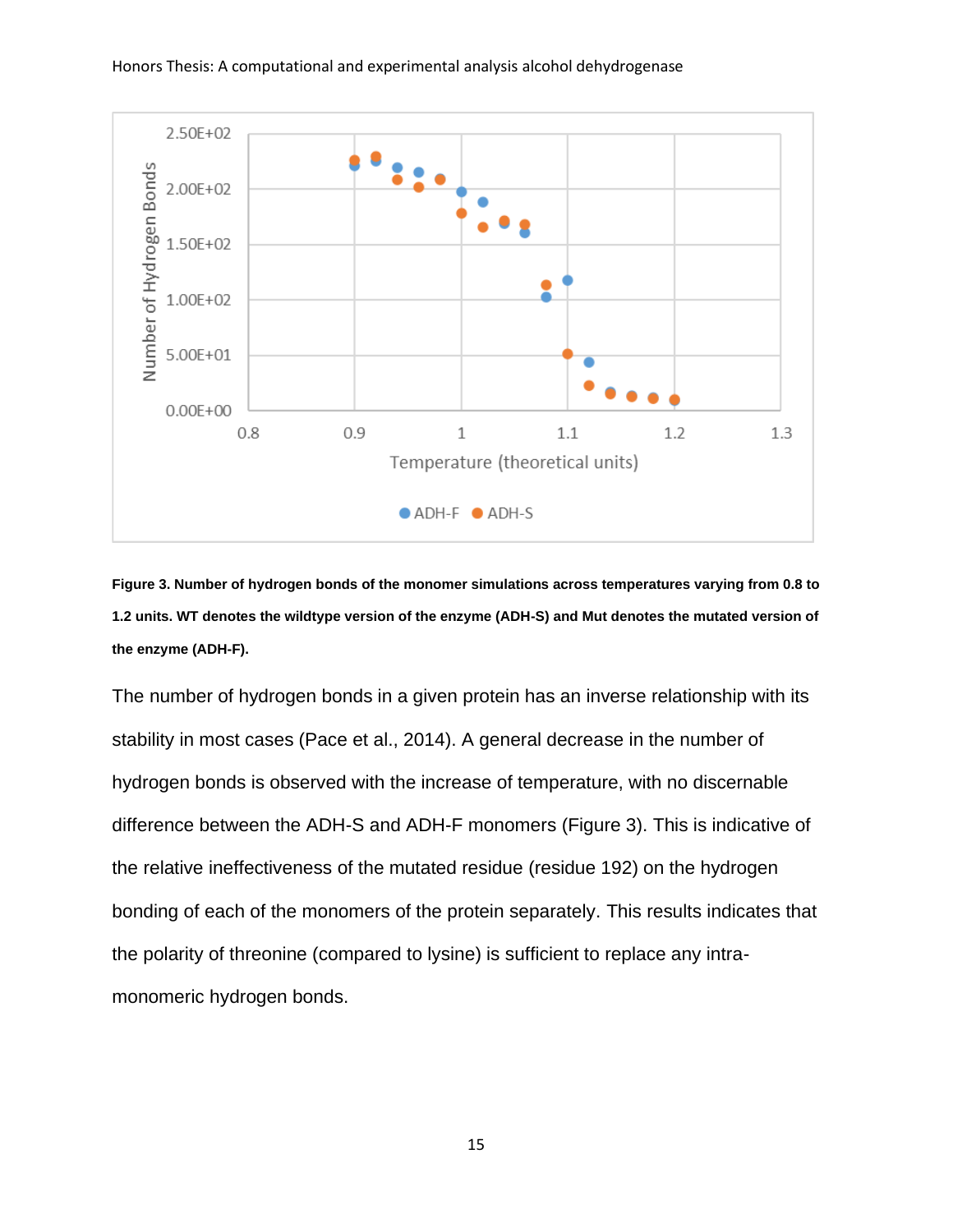**Figure 3. Number of hydrogen bonds of the monomer simulations across temperatures varying from 0.8 to 1.2 units. WT denotes the wildtype version of the enzyme (ADH-S) and Mut denotes the mutated version of the enzyme (ADH-F).**

The number of hydrogen bonds in a given protein has an inverse relationship with its stability in most cases (Pace et al., 2014). A general decrease in the number of hydrogen bonds is observed with the increase of temperature, with no discernable difference between the ADH-S and ADH-F monomers (Figure 3). This is indicative of the relative ineffectiveness of the mutated residue (residue 192) on the hydrogen bonding of each of the monomers of the protein separately. This results indicates that the polarity of threonine (compared to lysine) is sufficient to replace any intra-monomeric hydrogen bonds.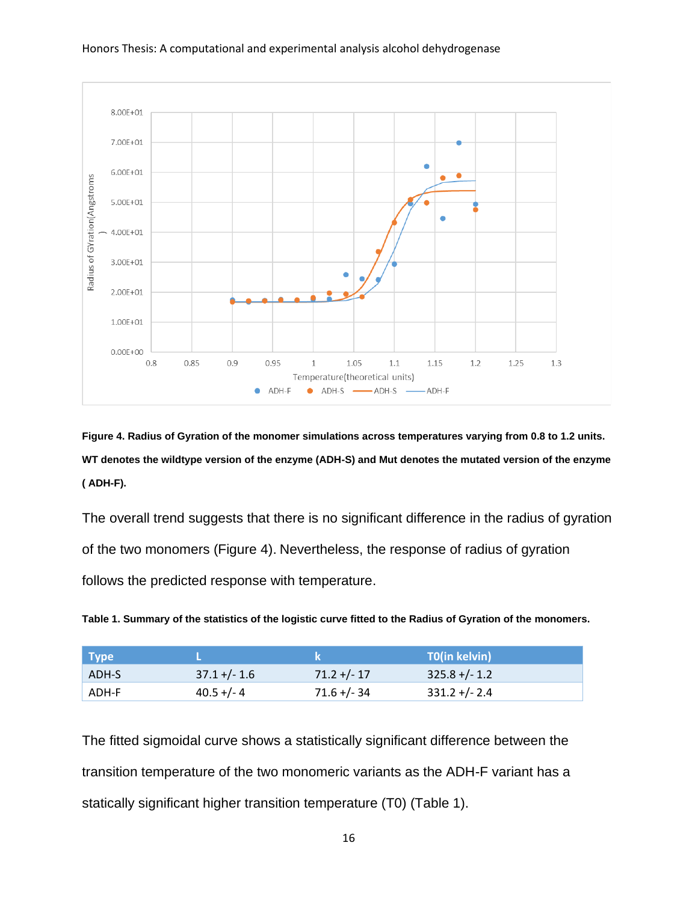**Figure 4. Radius of Gyration of the monomer simulations across temperatures varying from 0.8 to 1.2 units. WT denotes the wildtype version of the enzyme (ADH-S) and Mut denotes the mutated version of the enzyme ( ADH-F).**

The overall trend suggests that there is no significant difference in the radius of gyration of the two monomers (Figure 4). Nevertheless, the response of radius of gyration follows the predicted response with temperature.

**Table 1. Summary of the statistics of the logistic curve fitted to the Radius of Gyration of the monomers.**

| Type | L | k | T0(in kelvin) |
|---|---|---|---|
| ADH-S | 37.1 +/- 1.6 | 71.2 +/- 17 | 325.8 +/- 1.2 |
| ADH-F | 40.5 +/- 4 | 71.6 +/- 34 | 331.2 +/- 2.4 |

The fitted sigmoidal curve shows a statistically significant difference between the transition temperature of the two monomeric variants as the ADH-F variant has a statically significant higher transition temperature (T0) (Table 1).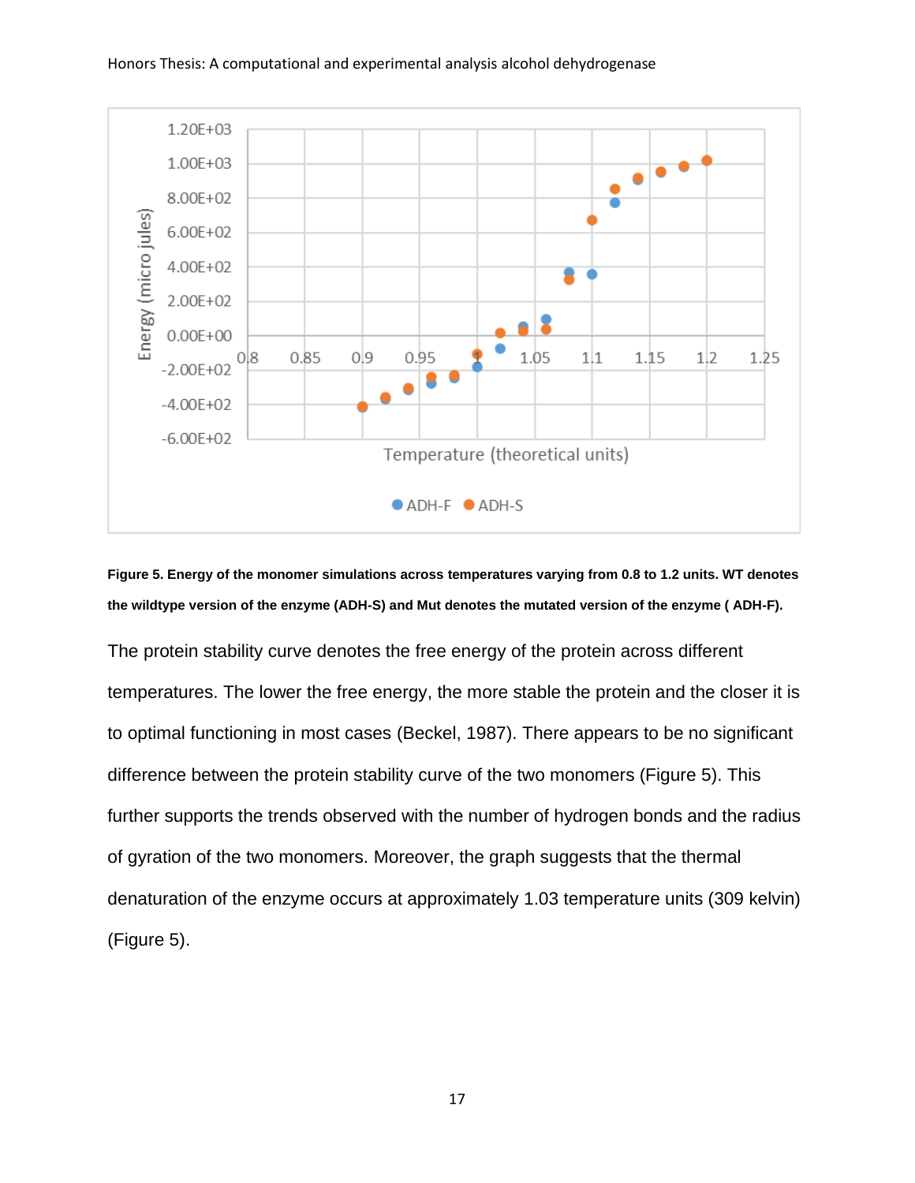**Figure 5. Energy of the monomer simulations across temperatures varying from 0.8 to 1.2 units. WT denotes the wildtype version of the enzyme (ADH-S) and Mut denotes the mutated version of the enzyme ( ADH-F).**

The protein stability curve denotes the free energy of the protein across different temperatures. The lower the free energy, the more stable the protein and the closer it is to optimal functioning in most cases (Beckel, 1987). There appears to be no significant difference between the protein stability curve of the two monomers (Figure 5). This further supports the trends observed with the number of hydrogen bonds and the radius of gyration of the two monomers. Moreover, the graph suggests that the thermal denaturation of the enzyme occurs at approximately 1.03 temperature units (309 kelvin) (Figure 5).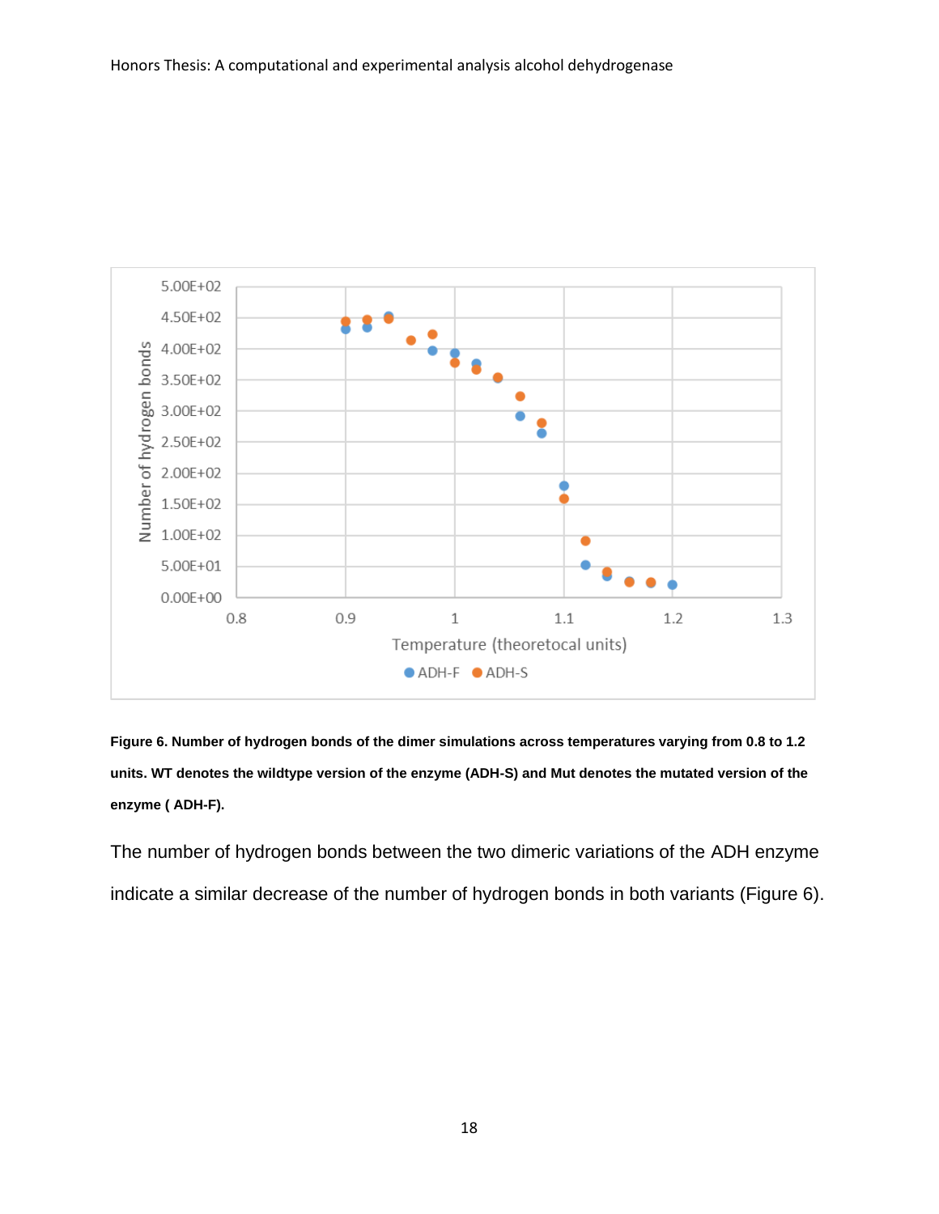**Figure 6. Number of hydrogen bonds of the dimer simulations across temperatures varying from 0.8 to 1.2 units. WT denotes the wildtype version of the enzyme (ADH-S) and Mut denotes the mutated version of the enzyme ( ADH-F).**

The number of hydrogen bonds between the two dimeric variations of the ADH enzyme indicate a similar decrease of the number of hydrogen bonds in both variants (Figure 6).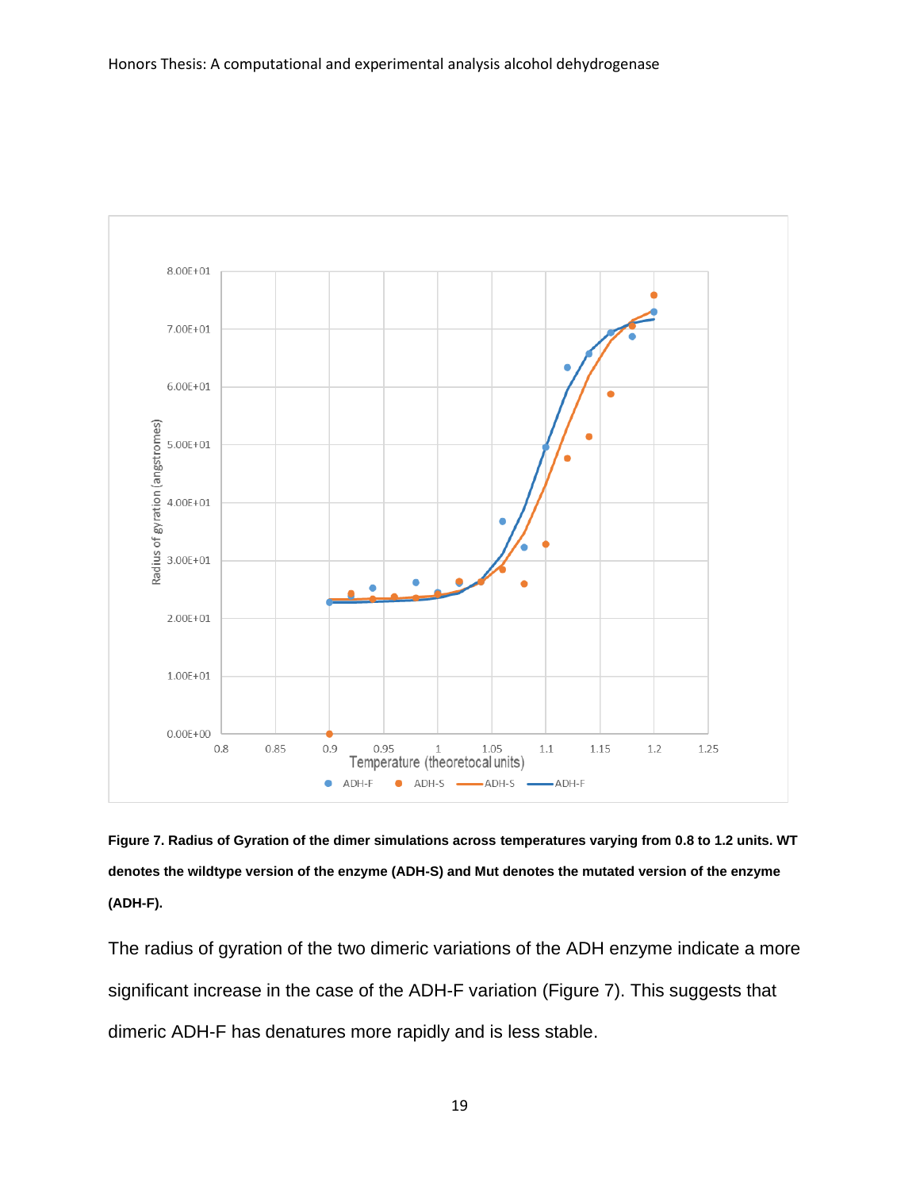**Figure 7. Radius of Gyration of the dimer simulations across temperatures varying from 0.8 to 1.2 units. WT denotes the wildtype version of the enzyme (ADH-S) and Mut denotes the mutated version of the enzyme (ADH-F).**

The radius of gyration of the two dimeric variations of the ADH enzyme indicate a more significant increase in the case of the ADH-F variation (Figure 7). This suggests that dimeric ADH-F has denatures more rapidly and is less stable.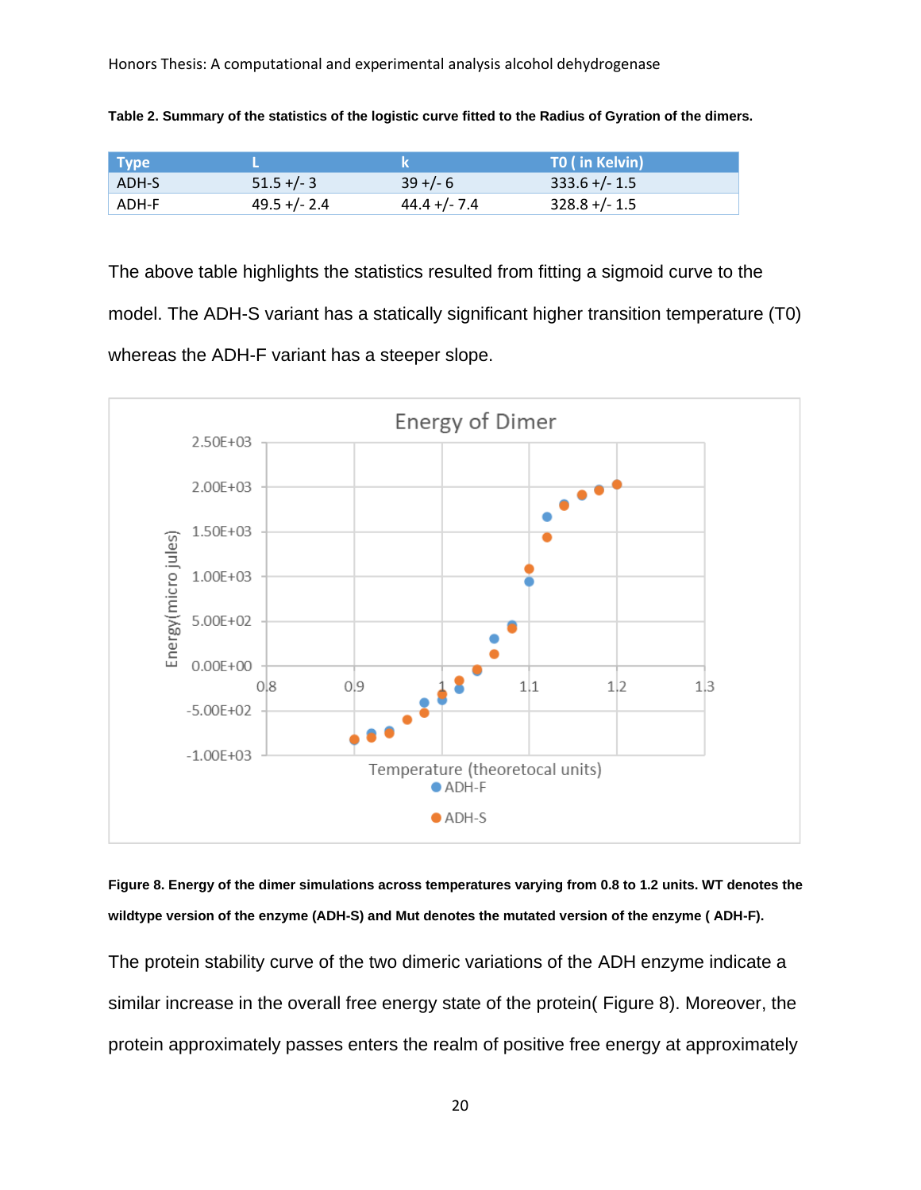**Table 2. Summary of the statistics of the logistic curve fitted to the Radius of Gyration of the dimers.**

| Type | L | k | T0 ( in Kelvin) |
|---|---|---|---|
| ADH-S | 51.5 +/- 3 | 39 +/- 6 | 333.6 +/- 1.5 |
| ADH-F | 49.5 +/- 2.4 | 44.4 +/- 7.4 | 328.8 +/- 1.5 |

The above table highlights the statistics resulted from fitting a sigmoid curve to the model. The ADH-S variant has a statically significant higher transition temperature (T0) whereas the ADH-F variant has a steeper slope.

**Figure 8. Energy of the dimer simulations across temperatures varying from 0.8 to 1.2 units. WT denotes the wildtype version of the enzyme (ADH-S) and Mut denotes the mutated version of the enzyme ( ADH-F).**

The protein stability curve of the two dimeric variations of the ADH enzyme indicate a similar increase in the overall free energy state of the protein( Figure 8). Moreover, the protein approximately passes enters the realm of positive free energy at approximately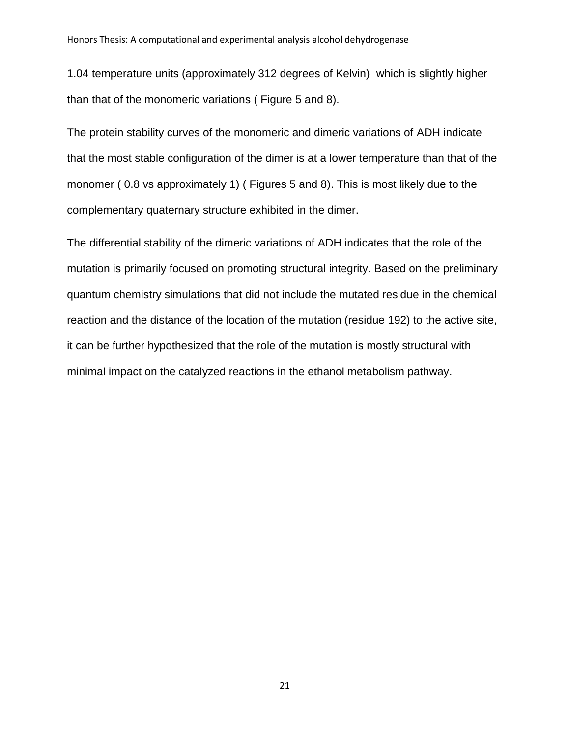1.04 temperature units (approximately 312 degrees of Kelvin)  which is slightly higher than that of the monomeric variations ( Figure 5 and 8).

The protein stability curves of the monomeric and dimeric variations of ADH indicate that the most stable configuration of the dimer is at a lower temperature than that of the monomer ( 0.8 vs approximately 1) ( Figures 5 and 8). This is most likely due to the complementary quaternary structure exhibited in the dimer.

The differential stability of the dimeric variations of ADH indicates that the role of the mutation is primarily focused on promoting structural integrity. Based on the preliminary quantum chemistry simulations that did not include the mutated residue in the chemical reaction and the distance of the location of the mutation (residue 192) to the active site, it can be further hypothesized that the role of the mutation is mostly structural with minimal impact on the catalyzed reactions in the ethanol metabolism pathway.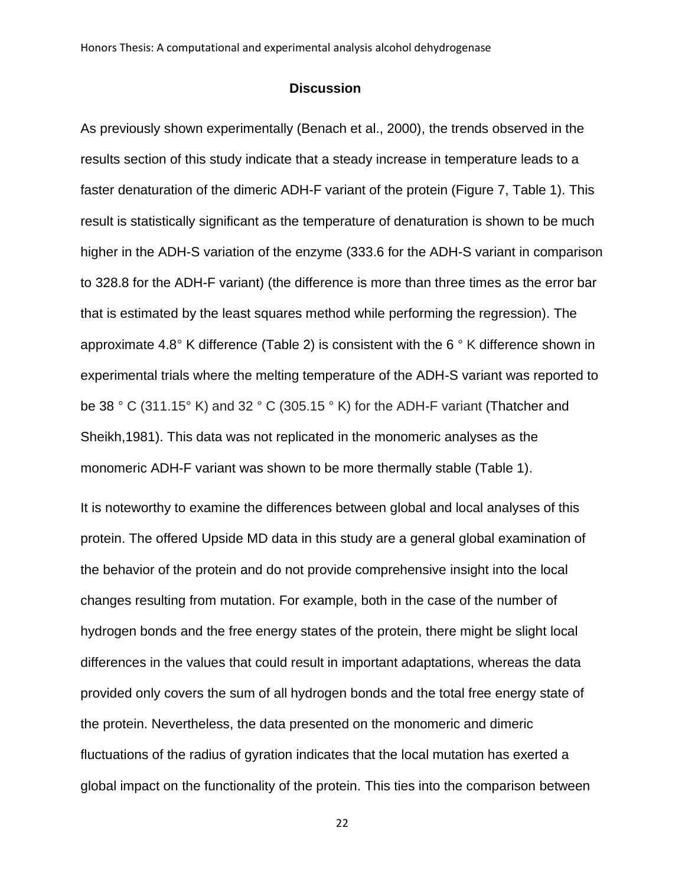## Discussion

As previously shown experimentally (Benach et al., 2000), the trends observed in the results section of this study indicate that a steady increase in temperature leads to a faster denaturation of the dimeric ADH-F variant of the protein (Figure 7, Table 1). This result is statistically significant as the temperature of denaturation is shown to be much higher in the ADH-S variation of the enzyme (333.6 for the ADH-S variant in comparison to 328.8 for the ADH-F variant) (the difference is more than three times as the error bar that is estimated by the least squares method while performing the regression). The approximate 4.8° K difference (Table 2) is consistent with the 6 ° K difference shown in experimental trials where the melting temperature of the ADH-S variant was reported to be 38 ° C (311.15° K) and 32 ° C (305.15 ° K) for the ADH-F variant (Thatcher and Sheikh,1981). This data was not replicated in the monomeric analyses as the monomeric ADH-F variant was shown to be more thermally stable (Table 1).

It is noteworthy to examine the differences between global and local analyses of this protein. The offered Upside MD data in this study are a general global examination of the behavior of the protein and do not provide comprehensive insight into the local changes resulting from mutation. For example, both in the case of the number of hydrogen bonds and the free energy states of the protein, there might be slight local differences in the values that could result in important adaptations, whereas the data provided only covers the sum of all hydrogen bonds and the total free energy state of the protein. Nevertheless, the data presented on the monomeric and dimeric fluctuations of the radius of gyration indicates that the local mutation has exerted a global impact on the functionality of the protein. This ties into the comparison between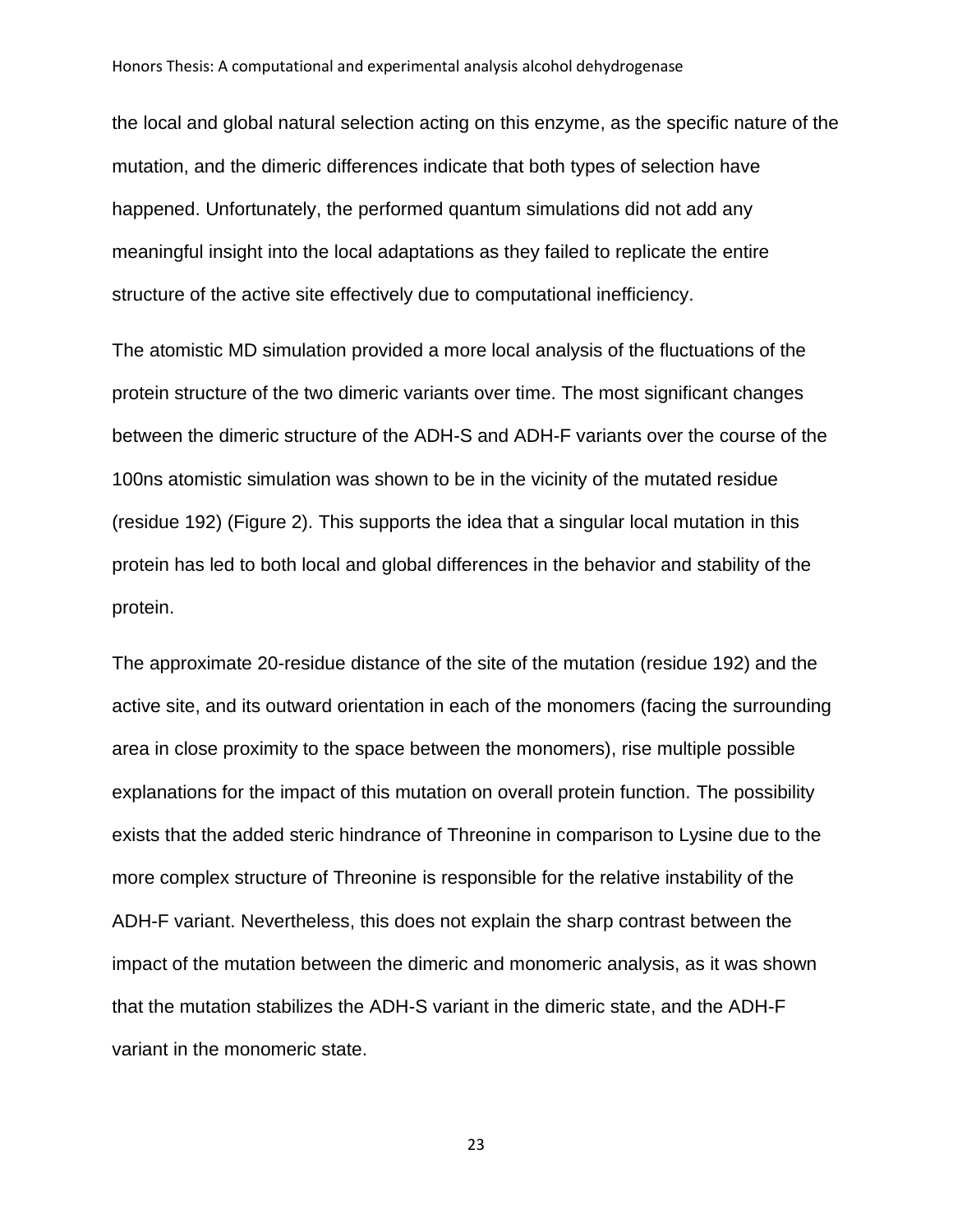the local and global natural selection acting on this enzyme, as the specific nature of the mutation, and the dimeric differences indicate that both types of selection have happened. Unfortunately, the performed quantum simulations did not add any meaningful insight into the local adaptations as they failed to replicate the entire structure of the active site effectively due to computational inefficiency.

The atomistic MD simulation provided a more local analysis of the fluctuations of the protein structure of the two dimeric variants over time. The most significant changes between the dimeric structure of the ADH-S and ADH-F variants over the course of the 100ns atomistic simulation was shown to be in the vicinity of the mutated residue (residue 192) (Figure 2). This supports the idea that a singular local mutation in this protein has led to both local and global differences in the behavior and stability of the protein.

The approximate 20-residue distance of the site of the mutation (residue 192) and the active site, and its outward orientation in each of the monomers (facing the surrounding area in close proximity to the space between the monomers), rise multiple possible explanations for the impact of this mutation on overall protein function. The possibility exists that the added steric hindrance of Threonine in comparison to Lysine due to the more complex structure of Threonine is responsible for the relative instability of the ADH-F variant. Nevertheless, this does not explain the sharp contrast between the impact of the mutation between the dimeric and monomeric analysis, as it was shown that the mutation stabilizes the ADH-S variant in the dimeric state, and the ADH-F variant in the monomeric state.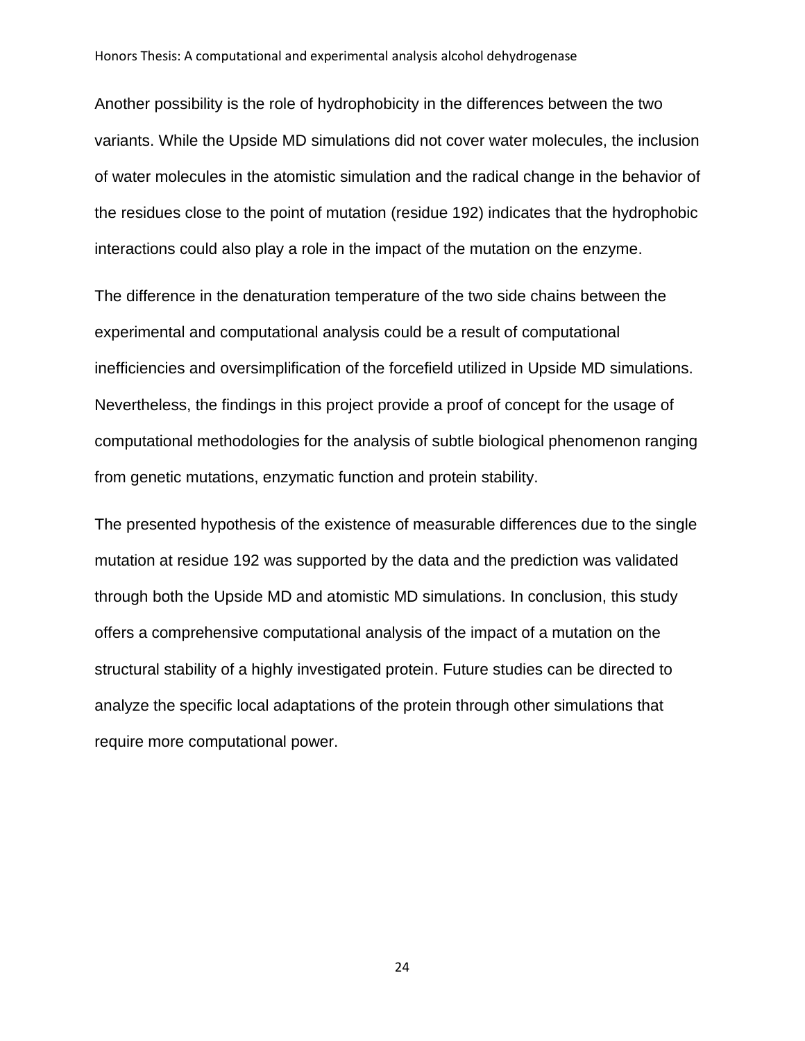Another possibility is the role of hydrophobicity in the differences between the two variants. While the Upside MD simulations did not cover water molecules, the inclusion of water molecules in the atomistic simulation and the radical change in the behavior of the residues close to the point of mutation (residue 192) indicates that the hydrophobic interactions could also play a role in the impact of the mutation on the enzyme.

The difference in the denaturation temperature of the two side chains between the experimental and computational analysis could be a result of computational inefficiencies and oversimplification of the forcefield utilized in Upside MD simulations. Nevertheless, the findings in this project provide a proof of concept for the usage of computational methodologies for the analysis of subtle biological phenomenon ranging from genetic mutations, enzymatic function and protein stability.

The presented hypothesis of the existence of measurable differences due to the single mutation at residue 192 was supported by the data and the prediction was validated through both the Upside MD and atomistic MD simulations. In conclusion, this study offers a comprehensive computational analysis of the impact of a mutation on the structural stability of a highly investigated protein. Future studies can be directed to analyze the specific local adaptations of the protein through other simulations that require more computational power.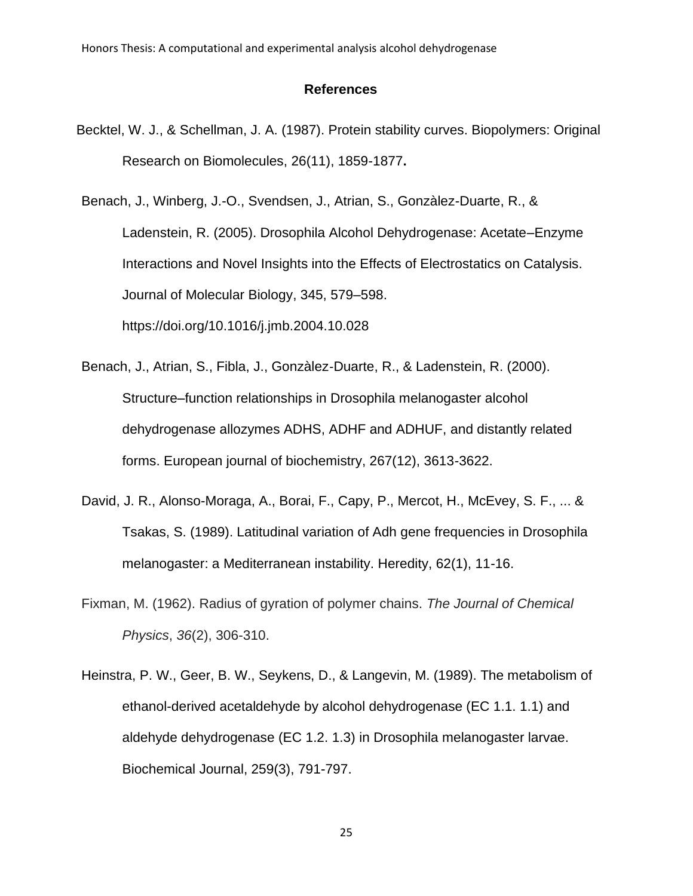## References

Becktel, W. J., & Schellman, J. A. (1987). Protein stability curves. Biopolymers: Original Research on Biomolecules, 26(11), 1859-1877**.**

Benach, J., Winberg, J.-O., Svendsen, J., Atrian, S., Gonzàlez-Duarte, R., & Ladenstein, R. (2005). Drosophila Alcohol Dehydrogenase: Acetate–Enzyme Interactions and Novel Insights into the Effects of Electrostatics on Catalysis. Journal of Molecular Biology, 345, 579–598. https://doi.org/10.1016/j.jmb.2004.10.028

Benach, J., Atrian, S., Fibla, J., Gonzàlez-Duarte, R., & Ladenstein, R. (2000). Structure–function relationships in Drosophila melanogaster alcohol dehydrogenase allozymes ADHS, ADHF and ADHUF, and distantly related forms. European journal of biochemistry, 267(12), 3613-3622.

David, J. R., Alonso-Moraga, A., Borai, F., Capy, P., Mercot, H., McEvey, S. F., ... & Tsakas, S. (1989). Latitudinal variation of Adh gene frequencies in Drosophila melanogaster: a Mediterranean instability. Heredity, 62(1), 11-16.

Fixman, M. (1962). Radius of gyration of polymer chains. *The Journal of Chemical Physics*, *36*(2), 306-310.

Heinstra, P. W., Geer, B. W., Seykens, D., & Langevin, M. (1989). The metabolism of ethanol-derived acetaldehyde by alcohol dehydrogenase (EC 1.1. 1.1) and aldehyde dehydrogenase (EC 1.2. 1.3) in Drosophila melanogaster larvae. Biochemical Journal, 259(3), 791-797.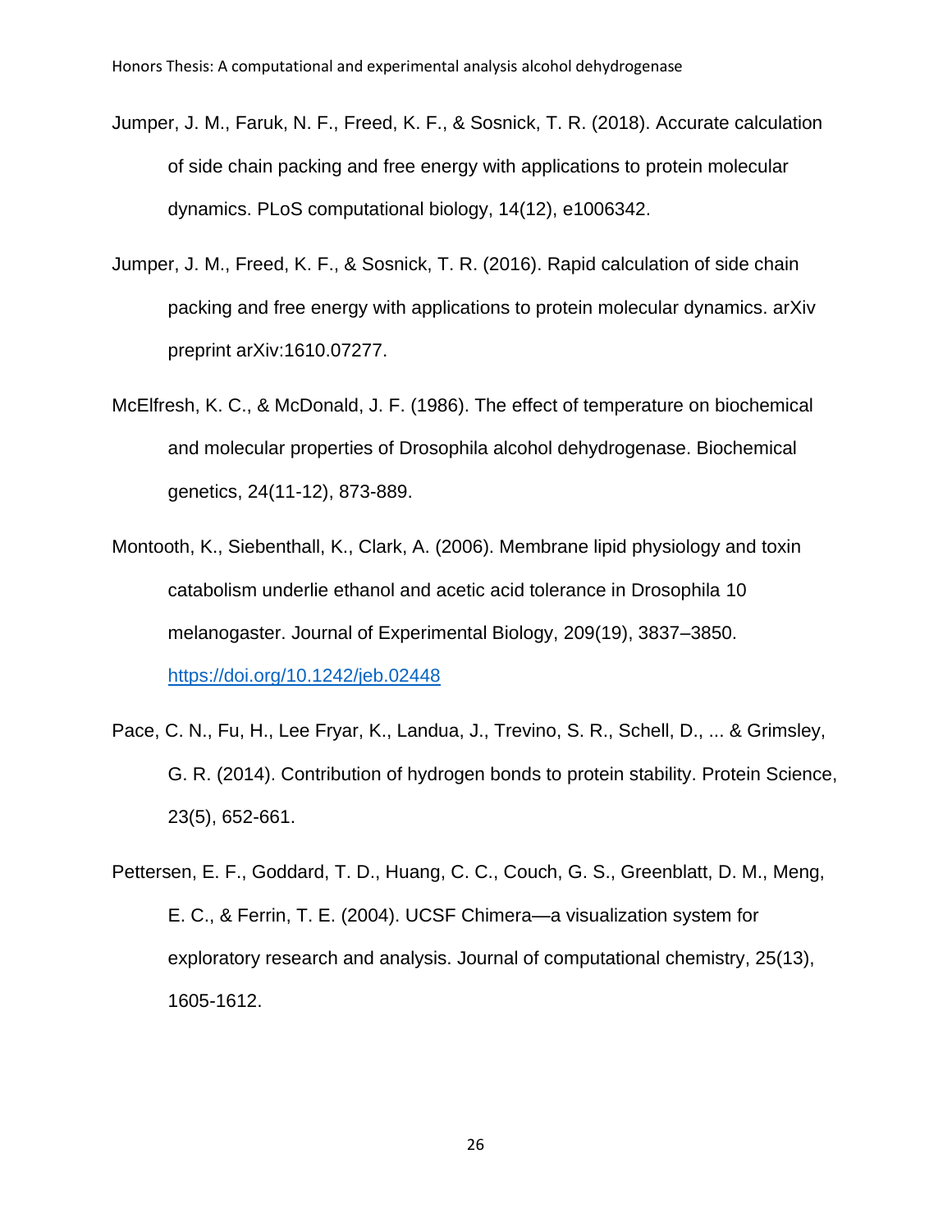Jumper, J. M., Faruk, N. F., Freed, K. F., & Sosnick, T. R. (2018). Accurate calculation of side chain packing and free energy with applications to protein molecular dynamics. PLoS computational biology, 14(12), e1006342.

Jumper, J. M., Freed, K. F., & Sosnick, T. R. (2016). Rapid calculation of side chain packing and free energy with applications to protein molecular dynamics. arXiv preprint arXiv:1610.07277.

McElfresh, K. C., & McDonald, J. F. (1986). The effect of temperature on biochemical and molecular properties of Drosophila alcohol dehydrogenase. Biochemical genetics, 24(11-12), 873-889.

Montooth, K., Siebenthall, K., Clark, A. (2006). Membrane lipid physiology and toxin catabolism underlie ethanol and acetic acid tolerance in Drosophila 10 melanogaster. Journal of Experimental Biology, 209(19), 3837–3850. https://doi.org/10.1242/jeb.02448

Pace, C. N., Fu, H., Lee Fryar, K., Landua, J., Trevino, S. R., Schell, D., ... & Grimsley, G. R. (2014). Contribution of hydrogen bonds to protein stability. Protein Science, 23(5), 652-661.

Pettersen, E. F., Goddard, T. D., Huang, C. C., Couch, G. S., Greenblatt, D. M., Meng, E. C., & Ferrin, T. E. (2004). UCSF Chimera—a visualization system for exploratory research and analysis. Journal of computational chemistry, 25(13), 1605-1612.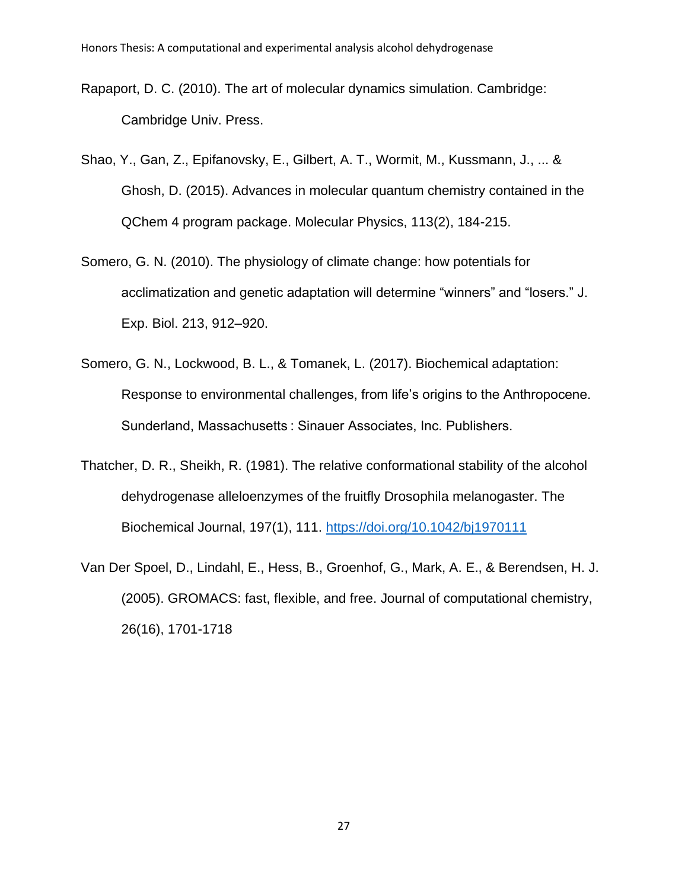Rapaport, D. C. (2010). The art of molecular dynamics simulation. Cambridge: Cambridge Univ. Press.

Shao, Y., Gan, Z., Epifanovsky, E., Gilbert, A. T., Wormit, M., Kussmann, J., ... & Ghosh, D. (2015). Advances in molecular quantum chemistry contained in the QChem 4 program package. Molecular Physics, 113(2), 184-215.

Somero, G. N. (2010). The physiology of climate change: how potentials for acclimatization and genetic adaptation will determine “winners” and “losers.” J. Exp. Biol. 213, 912–920.

Somero, G. N., Lockwood, B. L., & Tomanek, L. (2017). Biochemical adaptation: Response to environmental challenges, from life’s origins to the Anthropocene. Sunderland, Massachusetts : Sinauer Associates, Inc. Publishers.

Thatcher, D. R., Sheikh, R. (1981). The relative conformational stability of the alcohol dehydrogenase alleloenzymes of the fruitfly Drosophila melanogaster. The Biochemical Journal, 197(1), 111. https://doi.org/10.1042/bj1970111

Van Der Spoel, D., Lindahl, E., Hess, B., Groenhof, G., Mark, A. E., & Berendsen, H. J. (2005). GROMACS: fast, flexible, and free. Journal of computational chemistry, 26(16), 1701-1718